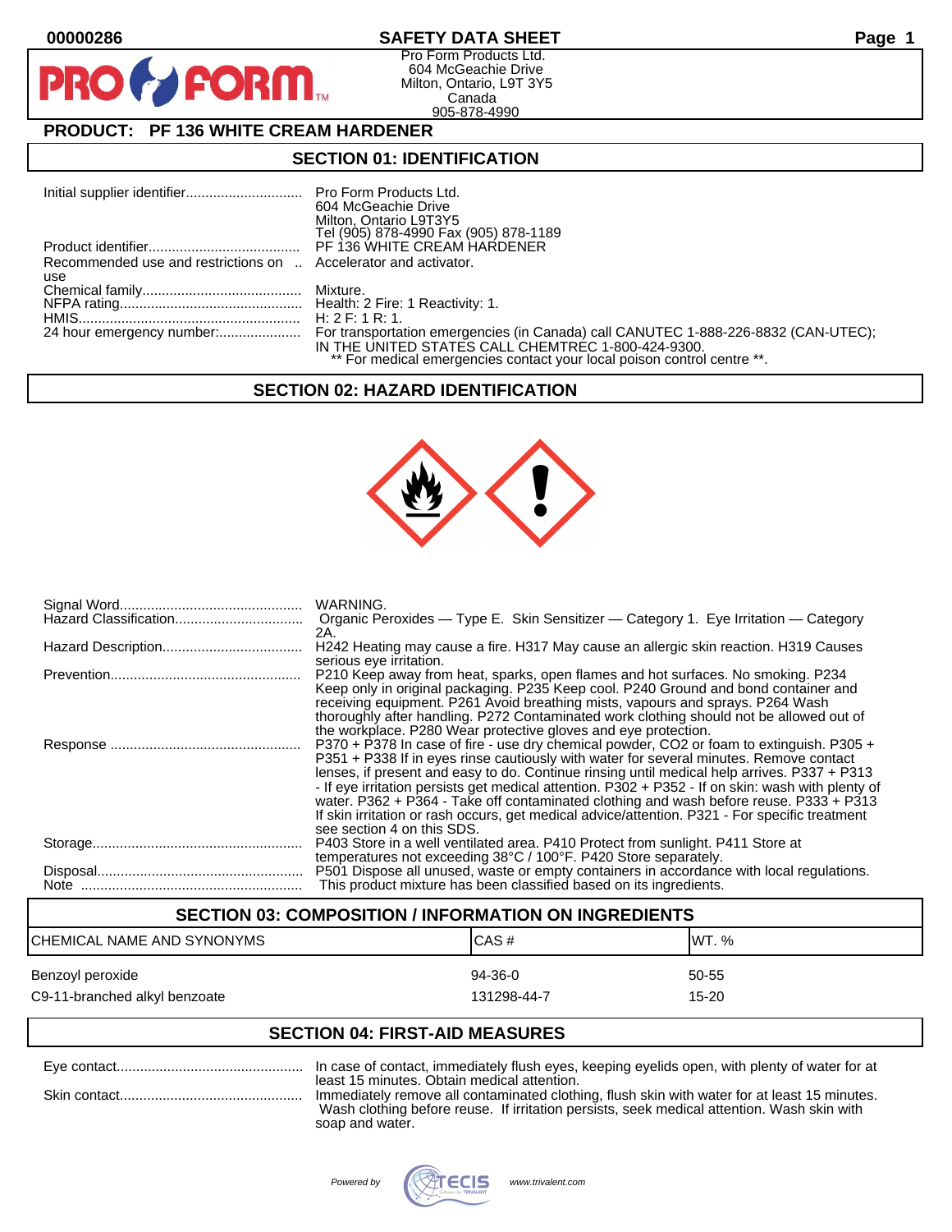**00000286** **SAFETY DATA SHEET**

Pro Form Products Ltd.
604 McGeachie Drive
Milton, Ontario, L9T 3Y5
Canada
905-878-4990

## PRODUCT: PF 136 WHITE CREAM HARDENER

## SECTION 01: IDENTIFICATION

| | |
|---|---|
| Initial supplier identifier | Pro Form Products Ltd.<br>604 McGeachie Drive<br>Milton, Ontario L9T3Y5<br>Tel (905) 878-4990 Fax (905) 878-1189 |
| Product identifier | PF 136 WHITE CREAM HARDENER |
| Recommended use and restrictions on use | Accelerator and activator. |
| Chemical family | Mixture. |
| NFPA rating | Health: 2 Fire: 1 Reactivity: 1. |
| HMIS | H: 2 F: 1 R: 1. |
| 24 hour emergency number: | For transportation emergencies (in Canada) call CANUTEC 1-888-226-8832 (CAN-UTEC); IN THE UNITED STATES CALL CHEMTREC 1-800-424-9300.<br>** For medical emergencies contact your local poison control centre **. |

## SECTION 02: HAZARD IDENTIFICATION

| | |
|---|---|
| Signal Word | WARNING. |
| Hazard Classification | Organic Peroxides — Type E. Skin Sensitizer — Category 1. Eye Irritation — Category 2A. |
| Hazard Description | H242 Heating may cause a fire. H317 May cause an allergic skin reaction. H319 Causes serious eye irritation. |
| Prevention | P210 Keep away from heat, sparks, open flames and hot surfaces. No smoking. P234 Keep only in original packaging. P235 Keep cool. P240 Ground and bond container and receiving equipment. P261 Avoid breathing mists, vapours and sprays. P264 Wash thoroughly after handling. P272 Contaminated work clothing should not be allowed out of the workplace. P280 Wear protective gloves and eye protection. |
| Response | P370 + P378 In case of fire - use dry chemical powder, CO2 or foam to extinguish. P305 + P351 + P338 If in eyes rinse cautiously with water for several minutes. Remove contact lenses, if present and easy to do. Continue rinsing until medical help arrives. P337 + P313 - If eye irritation persists get medical attention. P302 + P352 - If on skin: wash with plenty of water. P362 + P364 - Take off contaminated clothing and wash before reuse. P333 + P313 If skin irritation or rash occurs, get medical advice/attention. P321 - For specific treatment see section 4 on this SDS. |
| Storage | P403 Store in a well ventilated area. P410 Protect from sunlight. P411 Store at temperatures not exceeding 38°C / 100°F. P420 Store separately. |
| Disposal | P501 Dispose all unused, waste or empty containers in accordance with local regulations. |
| Note | This product mixture has been classified based on its ingredients. |

## SECTION 03: COMPOSITION / INFORMATION ON INGREDIENTS

| CHEMICAL NAME AND SYNONYMS | CAS # | WT. % |
|---|---|---|
| Benzoyl peroxide | 94-36-0 | 50-55 |
| C9-11-branched alkyl benzoate | 131298-44-7 | 15-20 |

## SECTION 04: FIRST-AID MEASURES

| | |
|---|---|
| Eye contact | In case of contact, immediately flush eyes, keeping eyelids open, with plenty of water for at least 15 minutes. Obtain medical attention. |
| Skin contact | Immediately remove all contaminated clothing, flush skin with water for at least 15 minutes. Wash clothing before reuse. If irritation persists, seek medical attention. Wash skin with soap and water. |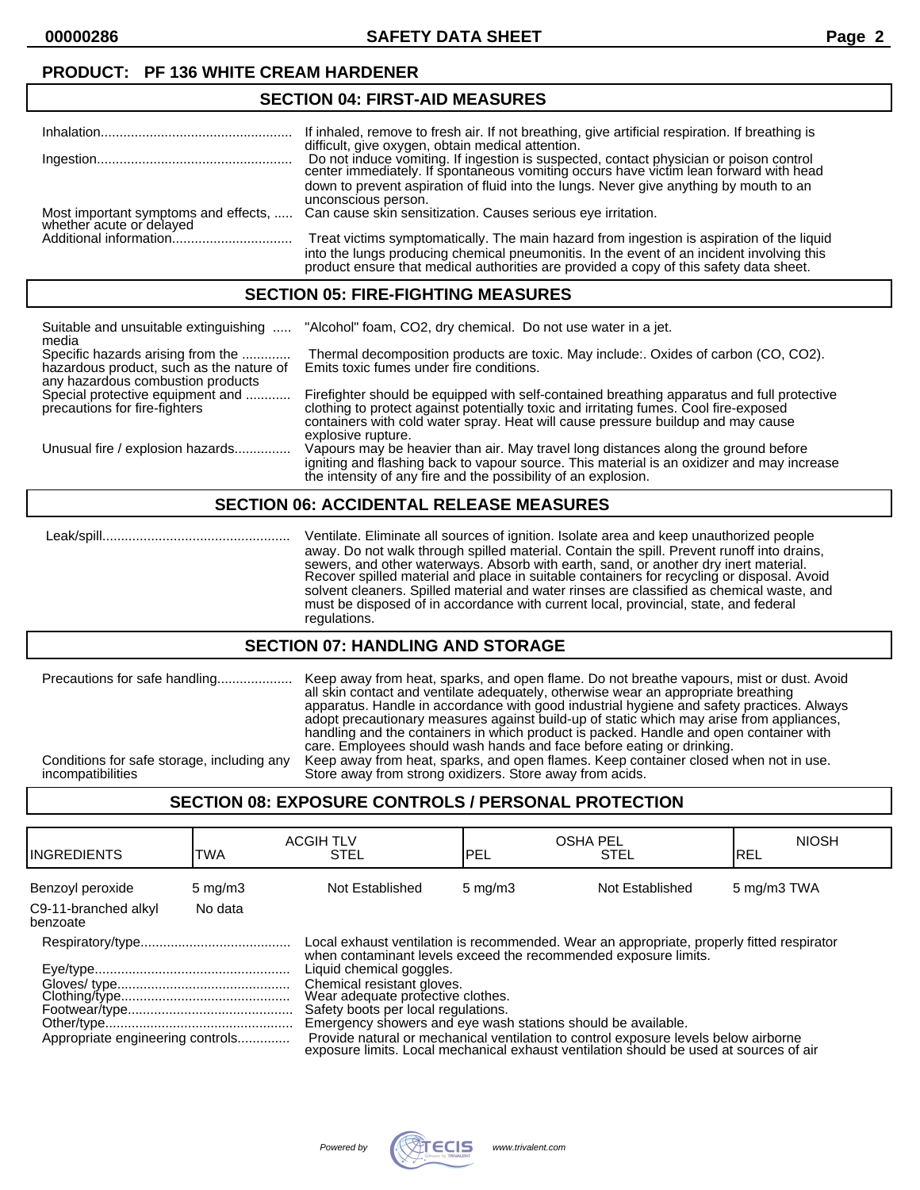**PRODUCT: PF 136 WHITE CREAM HARDENER**

## SECTION 04: FIRST-AID MEASURES

| | |
|---|---|
| Inhalation | If inhaled, remove to fresh air. If not breathing, give artificial respiration. If breathing is difficult, give oxygen, obtain medical attention. |
| Ingestion | Do not induce vomiting. If ingestion is suspected, contact physician or poison control center immediately. If spontaneous vomiting occurs have victim lean forward with head down to prevent aspiration of fluid into the lungs. Never give anything by mouth to an unconscious person. |
| Most important symptoms and effects, whether acute or delayed | Can cause skin sensitization. Causes serious eye irritation. |
| Additional information | Treat victims symptomatically. The main hazard from ingestion is aspiration of the liquid into the lungs producing chemical pneumonitis. In the event of an incident involving this product ensure that medical authorities are provided a copy of this safety data sheet. |

## SECTION 05: FIRE-FIGHTING MEASURES

| | |
|---|---|
| Suitable and unsuitable extinguishing media | "Alcohol" foam, $CO_2$, dry chemical. Do not use water in a jet. |
| Specific hazards arising from the hazardous product, such as the nature of any hazardous combustion products | Thermal decomposition products are toxic. May include:. Oxides of carbon (CO, $CO_2$). Emits toxic fumes under fire conditions. |
| Special protective equipment and precautions for fire-fighters | Firefighter should be equipped with self-contained breathing apparatus and full protective clothing to protect against potentially toxic and irritating fumes. Cool fire-exposed containers with cold water spray. Heat will cause pressure buildup and may cause explosive rupture. |
| Unusual fire / explosion hazards | Vapours may be heavier than air. May travel long distances along the ground before igniting and flashing back to vapour source. This material is an oxidizer and may increase the intensity of any fire and the possibility of an explosion. |

## SECTION 06: ACCIDENTAL RELEASE MEASURES

| | |
|---|---|
| Leak/spill | Ventilate. Eliminate all sources of ignition. Isolate area and keep unauthorized people away. Do not walk through spilled material. Contain the spill. Prevent runoff into drains, sewers, and other waterways. Absorb with earth, sand, or another dry inert material. Recover spilled material and place in suitable containers for recycling or disposal. Avoid solvent cleaners. Spilled material and water rinses are classified as chemical waste, and must be disposed of in accordance with current local, provincial, state, and federal regulations. |

## SECTION 07: HANDLING AND STORAGE

| | |
|---|---|
| Precautions for safe handling | Keep away from heat, sparks, and open flame. Do not breathe vapours, mist or dust. Avoid all skin contact and ventilate adequately, otherwise wear an appropriate breathing apparatus. Handle in accordance with good industrial hygiene and safety practices. Always adopt precautionary measures against build-up of static which may arise from appliances, handling and the containers in which product is packed. Handle and open container with care. Employees should wash hands and face before eating or drinking. |
| Conditions for safe storage, including any incompatibilities | Keep away from heat, sparks, and open flames. Keep container closed when not in use. Store away from strong oxidizers. Store away from acids. |

## SECTION 08: EXPOSURE CONTROLS / PERSONAL PROTECTION

| INGREDIENTS | ACGIH TLV TWA | ACGIH TLV STEL | OSHA PEL PEL | OSHA PEL STEL | NIOSH REL |
|---|---|---|---|---|---|
| Benzoyl peroxide | 5 mg/m3 | Not Established | 5 mg/m3 | Not Established | 5 mg/m3 TWA |
| C9-11-branched alkyl benzoate | No data | | | | |

| | |
|---|---|
| Respiratory/type | Local exhaust ventilation is recommended. Wear an appropriate, properly fitted respirator when contaminant levels exceed the recommended exposure limits. |
| Eye/type | Liquid chemical goggles. |
| Gloves/ type | Chemical resistant gloves. |
| Clothing/type | Wear adequate protective clothes. |
| Footwear/type | Safety boots per local regulations. |
| Other/type | Emergency showers and eye wash stations should be available. |
| Appropriate engineering controls | Provide natural or mechanical ventilation to control exposure levels below airborne exposure limits. Local mechanical exhaust ventilation should be used at sources of air |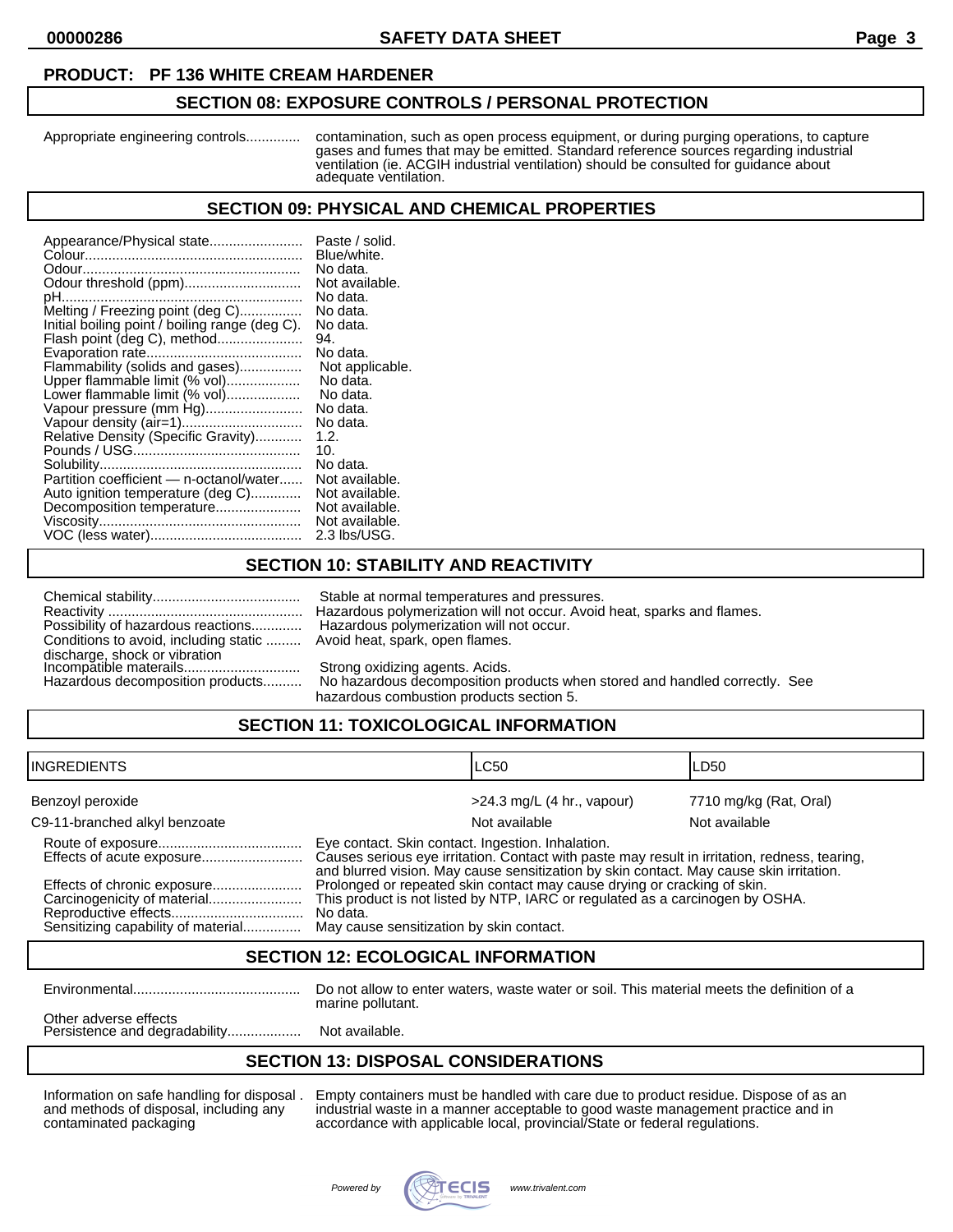**PRODUCT: PF 136 WHITE CREAM HARDENER**

## SECTION 08: EXPOSURE CONTROLS / PERSONAL PROTECTION

| | |
|---|---|
| Appropriate engineering controls............. | contamination, such as open process equipment, or during purging operations, to capture gases and fumes that may be emitted. Standard reference sources regarding industrial ventilation (ie. ACGIH industrial ventilation) should be consulted for guidance about adequate ventilation. |

## SECTION 09: PHYSICAL AND CHEMICAL PROPERTIES

| | |
|---|---|
| Appearance/Physical state........................ | Paste / solid. |
| Colour....................................................... | Blue/white. |
| Odour........................................................ | No data. |
| Odour threshold (ppm).............................. | Not available. |
| pH............................................................. | No data. |
| Melting / Freezing point (deg C)................ | No data. |
| Initial boiling point / boiling range (deg C). | No data. |
| Flash point (deg C), method...................... | 94. |
| Evaporation rate........................................ | No data. |
| Flammability (solids and gases)................ | Not applicable. |
| Upper flammable limit (% vol)................... | No data. |
| Lower flammable limit (% vol)................... | No data. |
| Vapour pressure (mm Hg)......................... | No data. |
| Vapour density (air=1).............................. | No data. |
| Relative Density (Specific Gravity)............ | 1.2. |
| Pounds / USG........................................... | 10. |
| Solubility................................................... | No data. |
| Partition coefficient — n-octanol/water...... | Not available. |
| Auto ignition temperature (deg C)............. | Not available. |
| Decomposition temperature...................... | Not available. |
| Viscosity.................................................... | Not available. |
| VOC (less water)....................................... | 2.3 lbs/USG. |

## SECTION 10: STABILITY AND REACTIVITY

| | |
|---|---|
| Chemical stability...................................... | Stable at normal temperatures and pressures. |
| Reactivity .................................................. | Hazardous polymerization will not occur. Avoid heat, sparks and flames. |
| Possibility of hazardous reactions............. | Hazardous polymerization will not occur. |
| Conditions to avoid, including static ......... discharge, shock or vibration | Avoid heat, spark, open flames. |
| Incompatible materails............................. | Strong oxidizing agents. Acids. |
| Hazardous decomposition products.......... | No hazardous decomposition products when stored and handled correctly. See hazardous combustion products section 5. |

## SECTION 11: TOXICOLOGICAL INFORMATION

| INGREDIENTS | LC50 | LD50 |
|---|---|---|
| Benzoyl peroxide | >24.3 mg/L (4 hr., vapour) | 7710 mg/kg (Rat, Oral) |
| C9-11-branched alkyl benzoate | Not available | Not available |

| | |
|---|---|
| Route of exposure..................................... | Eye contact. Skin contact. Ingestion. Inhalation. |
| Effects of acute exposure.......................... | Causes serious eye irritation. Contact with paste may result in irritation, redness, tearing, and blurred vision. May cause sensitization by skin contact. May cause skin irritation. |
| Effects of chronic exposure....................... | Prolonged or repeated skin contact may cause drying or cracking of skin. |
| Carcinogenicity of material........................ | This product is not listed by NTP, IARC or regulated as a carcinogen by OSHA. |
| Reproductive effects.................................. | No data. |
| Sensitizing capability of material............... | May cause sensitization by skin contact. |

## SECTION 12: ECOLOGICAL INFORMATION

| | |
|---|---|
| Environmental........................................... | Do not allow to enter waters, waste water or soil. This material meets the definition of a marine pollutant. |
| Other adverse effects | |
| Persistence and degradability................... | Not available. |

## SECTION 13: DISPOSAL CONSIDERATIONS

| | |
|---|---|
| Information on safe handling for disposal . and methods of disposal, including any contaminated packaging | Empty containers must be handled with care due to product residue. Dispose of as an industrial waste in a manner acceptable to good waste management practice and in accordance with applicable local, provincial/State or federal regulations. |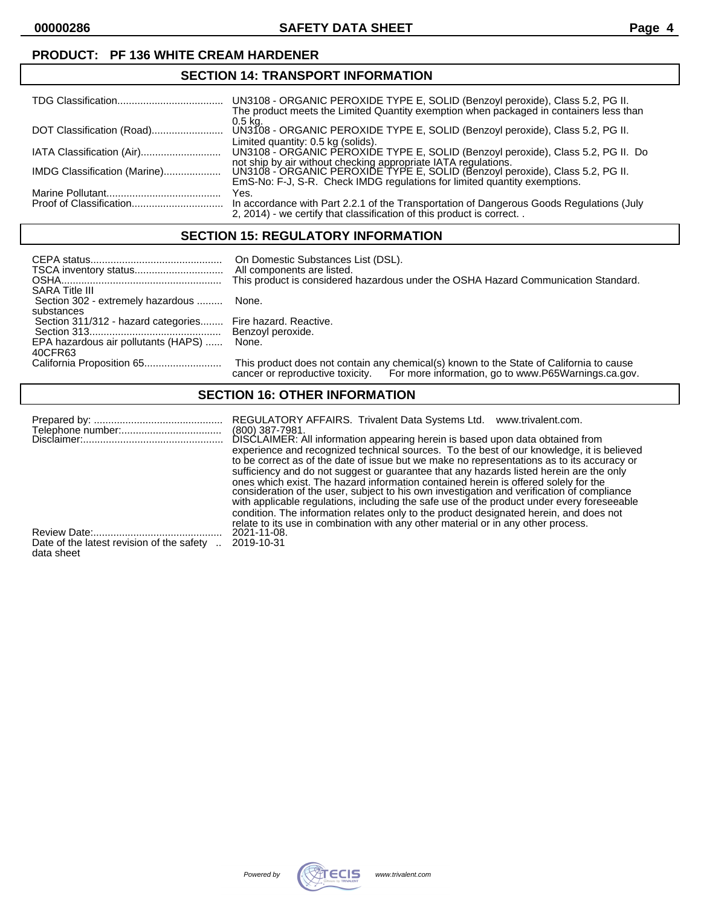**PRODUCT: PF 136 WHITE CREAM HARDENER**

## SECTION 14: TRANSPORT INFORMATION

| | |
|---|---|
| TDG Classification | UN3108 - ORGANIC PEROXIDE TYPE E, SOLID (Benzoyl peroxide), Class 5.2, PG II. The product meets the Limited Quantity exemption when packaged in containers less than 0.5 kg. |
| DOT Classification (Road) | UN3108 - ORGANIC PEROXIDE TYPE E, SOLID (Benzoyl peroxide), Class 5.2, PG II. Limited quantity: 0.5 kg (solids). |
| IATA Classification (Air) | UN3108 - ORGANIC PEROXIDE TYPE E, SOLID (Benzoyl peroxide), Class 5.2, PG II. Do not ship by air without checking appropriate IATA regulations. |
| IMDG Classification (Marine) | UN3108 - ORGANIC PEROXIDE TYPE E, SOLID (Benzoyl peroxide), Class 5.2, PG II. EmS-No: F-J, S-R. Check IMDG regulations for limited quantity exemptions. |
| Marine Pollutant | Yes. |
| Proof of Classification | In accordance with Part 2.2.1 of the Transportation of Dangerous Goods Regulations (July 2, 2014) - we certify that classification of this product is correct. . |

## SECTION 15: REGULATORY INFORMATION

| | |
|---|---|
| CEPA status | On Domestic Substances List (DSL). |
| TSCA inventory status | All components are listed. |
| OSHA | This product is considered hazardous under the OSHA Hazard Communication Standard. |
| SARA Title III | |
| Section 302 - extremely hazardous substances | None. |
| Section 311/312 - hazard categories | Fire hazard. Reactive. |
| Section 313 | Benzoyl peroxide. |
| EPA hazardous air pollutants (HAPS) 40CFR63 | None. |
| California Proposition 65 | This product does not contain any chemical(s) known to the State of California to cause cancer or reproductive toxicity. For more information, go to www.P65Warnings.ca.gov. |

## SECTION 16: OTHER INFORMATION

| | |
|---|---|
| Prepared by: | REGULATORY AFFAIRS. Trivalent Data Systems Ltd. www.trivalent.com. |
| Telephone number: | (800) 387-7981. |
| Disclaimer: | DISCLAIMER: All information appearing herein is based upon data obtained from experience and recognized technical sources. To the best of our knowledge, it is believed to be correct as of the date of issue but we make no representations as to its accuracy or sufficiency and do not suggest or guarantee that any hazards listed herein are the only ones which exist. The hazard information contained herein is offered solely for the consideration of the user, subject to his own investigation and verification of compliance with applicable regulations, including the safe use of the product under every foreseeable condition. The information relates only to the product designated herein, and does not relate to its use in combination with any other material or in any other process. |
| Review Date: | 2021-11-08. |
| Date of the latest revision of the safety data sheet | 2019-10-31 |